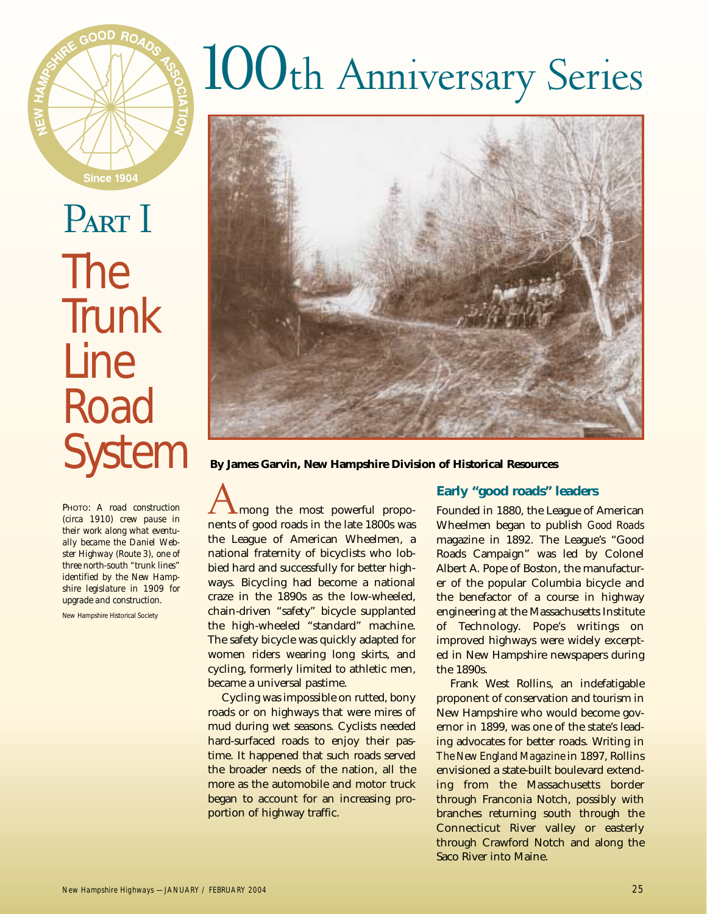# 100th Anniversary Series

## Part I

# The Trunk Line Road System

PHOTO: A road construction (circa 1910) crew pause in their work along what eventually became the Daniel Webster Highway (Route 3), one of three north-south "trunk lines" identified by the New Hampshire legislature in 1909 for upgrade and construction.

New Hampshire Historical Society

**By James Garvin, New Hampshire Division of Historical Resources**

Among the most powerful proponents of good roads in the late 1800s was the League of American Wheelmen, a national fraternity of bicyclists who lobbied hard and successfully for better highways. Bicycling had become a national craze in the 1890s as the low-wheeled, chain-driven "safety" bicycle supplanted the high-wheeled "standard" machine. The safety bicycle was quickly adapted for women riders wearing long skirts, and cycling, formerly limited to athletic men, became a universal pastime.

Cycling was impossible on rutted, bony roads or on highways that were mires of mud during wet seasons. Cyclists needed hard-surfaced roads to enjoy their pastime. It happened that such roads served the broader needs of the nation, all the more as the automobile and motor truck began to account for an increasing proportion of highway traffic.

### Early "good roads" leaders

Founded in 1880, the League of American Wheelmen began to publish *Good Roads* magazine in 1892. The League's "Good Roads Campaign" was led by Colonel Albert A. Pope of Boston, the manufacturer of the popular Columbia bicycle and the benefactor of a course in highway engineering at the Massachusetts Institute of Technology. Pope's writings on improved highways were widely excerpted in New Hampshire newspapers during the 1890s.

Frank West Rollins, an indefatigable proponent of conservation and tourism in New Hampshire who would become governor in 1899, was one of the state's leading advocates for better roads. Writing in *The New England Magazine* in 1897, Rollins envisioned a state-built boulevard extending from the Massachusetts border through Franconia Notch, possibly with branches returning south through the Connecticut River valley or easterly through Crawford Notch and along the Saco River into Maine.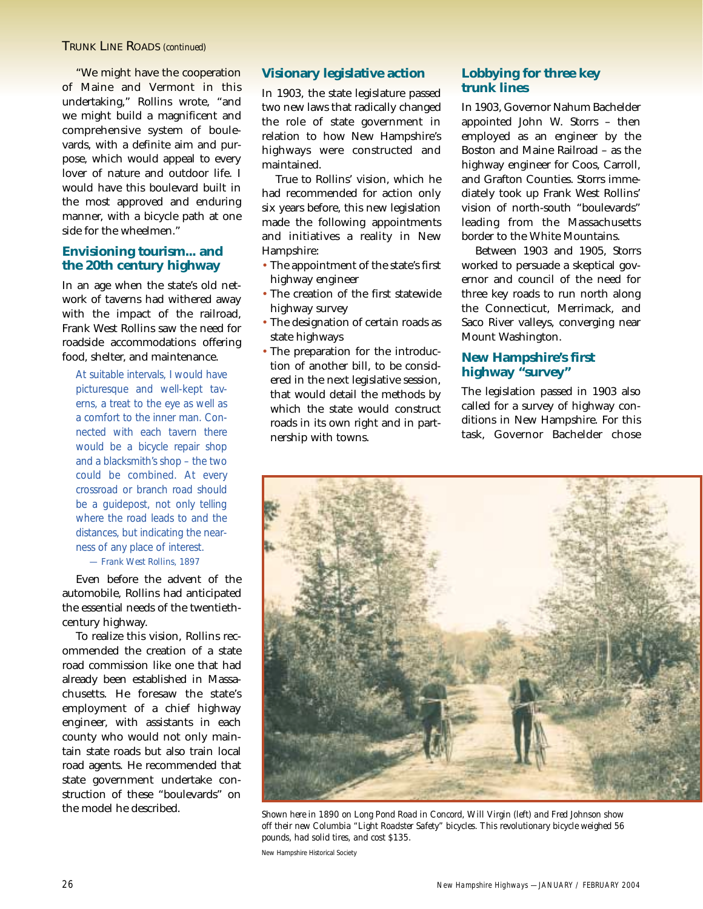"We might have the cooperation of Maine and Vermont in this undertaking," Rollins wrote, "and we might build a magnificent and comprehensive system of boulevards, with a definite aim and purpose, which would appeal to every lover of nature and outdoor life. I would have this boulevard built in the most approved and enduring manner, with a bicycle path at one side for the wheelmen."

## Envisioning tourism... and the 20th century highway

In an age when the state's old network of taverns had withered away with the impact of the railroad, Frank West Rollins saw the need for roadside accommodations offering food, shelter, and maintenance.

> At suitable intervals, I would have picturesque and well-kept taverns, a treat to the eye as well as a comfort to the inner man. Connected with each tavern there would be a bicycle repair shop and a blacksmith's shop – the two could be combined. At every crossroad or branch road should be a guidepost, not only telling where the road leads to and the distances, but indicating the nearness of any place of interest.
>
> — Frank West Rollins, 1897

Even before the advent of the automobile, Rollins had anticipated the essential needs of the twentieth-century highway.

To realize this vision, Rollins recommended the creation of a state road commission like one that had already been established in Massachusetts. He foresaw the state's employment of a chief highway engineer, with assistants in each county who would not only maintain state roads but also train local road agents. He recommended that state government undertake construction of these "boulevards" on the model he described.

## Visionary legislative action

In 1903, the state legislature passed two new laws that radically changed the role of state government in relation to how New Hampshire's highways were constructed and maintained.

True to Rollins' vision, which he had recommended for action only six years before, this new legislation made the following appointments and initiatives a reality in New Hampshire:

- The appointment of the state's first highway engineer
- The creation of the first statewide highway survey
- The designation of certain roads as state highways
- The preparation for the introduction of another bill, to be considered in the next legislative session, that would detail the methods by which the state would construct roads in its own right and in partnership with towns.

## Lobbying for three key trunk lines

In 1903, Governor Nahum Bachelder appointed John W. Storrs – then employed as an engineer by the Boston and Maine Railroad – as the highway engineer for Coos, Carroll, and Grafton Counties. Storrs immediately took up Frank West Rollins' vision of north-south "boulevards" leading from the Massachusetts border to the White Mountains.

Between 1903 and 1905, Storrs worked to persuade a skeptical governor and council of the need for three key roads to run north along the Connecticut, Merrimack, and Saco River valleys, converging near Mount Washington.

## New Hampshire's first highway "survey"

The legislation passed in 1903 also called for a survey of highway conditions in New Hampshire. For this task, Governor Bachelder chose

Shown here in 1890 on Long Pond Road in Concord, Will Virgin (left) and Fred Johnson show off their new Columbia "Light Roadster Safety" bicycles. This revolutionary bicycle weighed 56 pounds, had solid tires, and cost $135.

New Hampshire Historical Society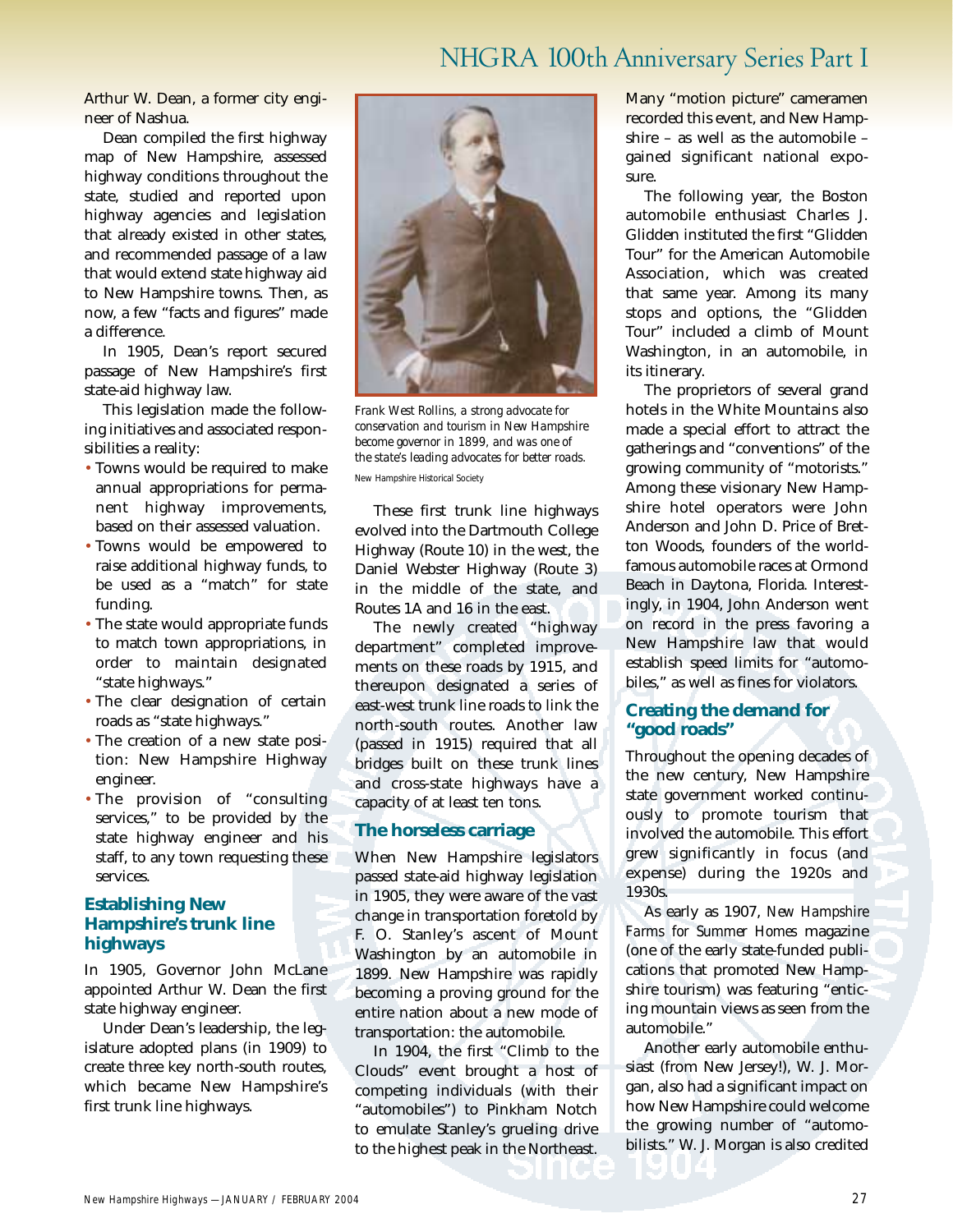Arthur W. Dean, a former city engineer of Nashua.

Dean compiled the first highway map of New Hampshire, assessed highway conditions throughout the state, studied and reported upon highway agencies and legislation that already existed in other states, and recommended passage of a law that would extend state highway aid to New Hampshire towns. Then, as now, a few "facts and figures" made a difference.

In 1905, Dean's report secured passage of New Hampshire's first state-aid highway law.

This legislation made the following initiatives and associated responsibilities a reality:

- Towns would be required to make annual appropriations for permanent highway improvements, based on their assessed valuation.
- Towns would be empowered to raise additional highway funds, to be used as a "match" for state funding.
- The state would appropriate funds to match town appropriations, in order to maintain designated "state highways."
- The clear designation of certain roads as "state highways."
- The creation of a new state position: New Hampshire Highway engineer.
- The provision of "consulting services," to be provided by the state highway engineer and his staff, to any town requesting these services.

## Establishing New Hampshire's trunk line highways

In 1905, Governor John McLane appointed Arthur W. Dean the first state highway engineer.

Under Dean's leadership, the legislature adopted plans (in 1909) to create three key north-south routes, which became New Hampshire's first trunk line highways.

*Frank West Rollins, a strong advocate for conservation and tourism in New Hampshire become governor in 1899, and was one of the state's leading advocates for better roads.*

New Hampshire Historical Society

These first trunk line highways evolved into the Dartmouth College Highway (Route 10) in the west, the Daniel Webster Highway (Route 3) in the middle of the state, and Routes 1A and 16 in the east.

The newly created "highway department" completed improvements on these roads by 1915, and thereupon designated a series of east-west trunk line roads to link the north-south routes. Another law (passed in 1915) required that all bridges built on these trunk lines and cross-state highways have a capacity of at least ten tons.

## The horseless carriage

When New Hampshire legislators passed state-aid highway legislation in 1905, they were aware of the vast change in transportation foretold by F. O. Stanley's ascent of Mount Washington by an automobile in 1899. New Hampshire was rapidly becoming a proving ground for the entire nation about a new mode of transportation: the automobile.

In 1904, the first "Climb to the Clouds" event brought a host of competing individuals (with their "automobiles") to Pinkham Notch to emulate Stanley's grueling drive to the highest peak in the Northeast. Many "motion picture" cameramen recorded this event, and New Hampshire – as well as the automobile – gained significant national exposure.

The following year, the Boston automobile enthusiast Charles J. Glidden instituted the first "Glidden Tour" for the American Automobile Association, which was created that same year. Among its many stops and options, the "Glidden Tour" included a climb of Mount Washington, in an automobile, in its itinerary.

The proprietors of several grand hotels in the White Mountains also made a special effort to attract the gatherings and "conventions" of the growing community of "motorists." Among these visionary New Hampshire hotel operators were John Anderson and John D. Price of Bretton Woods, founders of the world-famous automobile races at Ormond Beach in Daytona, Florida. Interestingly, in 1904, John Anderson went on record in the press favoring a New Hampshire law that would establish speed limits for "automobiles," as well as fines for violators.

## Creating the demand for "good roads"

Throughout the opening decades of the new century, New Hampshire state government worked continuously to promote tourism that involved the automobile. This effort grew significantly in focus (and expense) during the 1920s and 1930s.

As early as 1907, *New Hampshire Farms for Summer Homes* magazine (one of the early state-funded publications that promoted New Hampshire tourism) was featuring "enticing mountain views as seen from the automobile."

Another early automobile enthusiast (from New Jersey!), W. J. Morgan, also had a significant impact on how New Hampshire could welcome the growing number of "automobilists." W. J. Morgan is also credited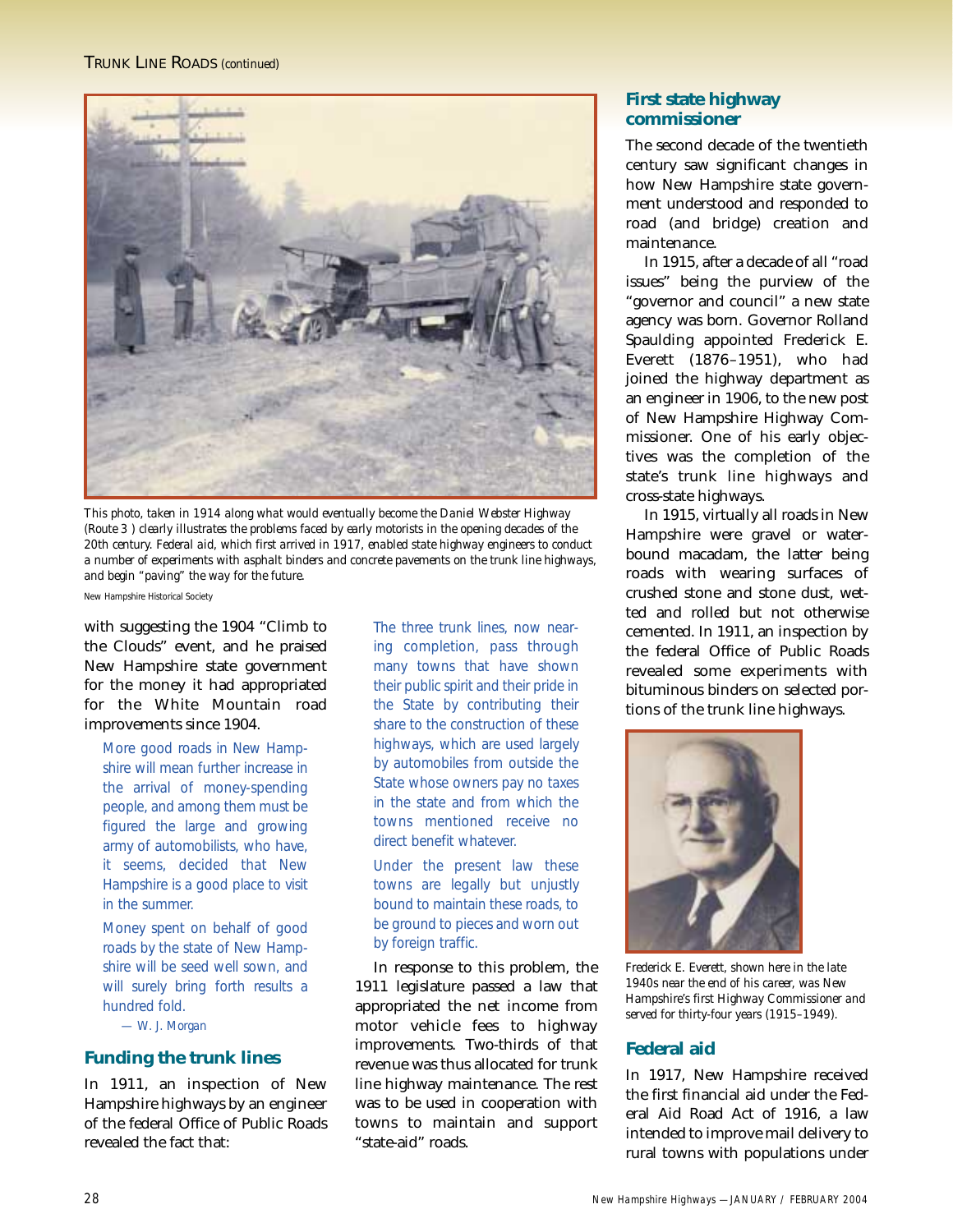*This photo, taken in 1914 along what would eventually become the Daniel Webster Highway (Route 3 ) clearly illustrates the problems faced by early motorists in the opening decades of the 20th century. Federal aid, which first arrived in 1917, enabled state highway engineers to conduct a number of experiments with asphalt binders and concrete pavements on the trunk line highways, and begin "paving" the way for the future.*

New Hampshire Historical Society

with suggesting the 1904 "Climb to the Clouds" event, and he praised New Hampshire state government for the money it had appropriated for the White Mountain road improvements since 1904.

> More good roads in New Hampshire will mean further increase in the arrival of money-spending people, and among them must be figured the large and growing army of automobilists, who have, it seems, decided that New Hampshire is a good place to visit in the summer.
>
> Money spent on behalf of good roads by the state of New Hampshire will be seed well sown, and will surely bring forth results a hundred fold.
>
> — W. J. Morgan

## Funding the trunk lines

In 1911, an inspection of New Hampshire highways by an engineer of the federal Office of Public Roads revealed the fact that:

> The three trunk lines, now nearing completion, pass through many towns that have shown their public spirit and their pride in the State by contributing their share to the construction of these highways, which are used largely by automobiles from outside the State whose owners pay no taxes in the state and from which the towns mentioned receive no direct benefit whatever.
>
> Under the present law these towns are legally but unjustly bound to maintain these roads, to be ground to pieces and worn out by foreign traffic.

In response to this problem, the 1911 legislature passed a law that appropriated the net income from motor vehicle fees to highway improvements. Two-thirds of that revenue was thus allocated for trunk line highway maintenance. The rest was to be used in cooperation with towns to maintain and support "state-aid" roads.

## First state highway commissioner

The second decade of the twentieth century saw significant changes in how New Hampshire state government understood and responded to road (and bridge) creation and maintenance.

In 1915, after a decade of all "road issues" being the purview of the "governor and council" a new state agency was born. Governor Rolland Spaulding appointed Frederick E. Everett (1876–1951), who had joined the highway department as an engineer in 1906, to the new post of New Hampshire Highway Commissioner. One of his early objectives was the completion of the state's trunk line highways and cross-state highways.

In 1915, virtually all roads in New Hampshire were gravel or waterbound macadam, the latter being roads with wearing surfaces of crushed stone and stone dust, wetted and rolled but not otherwise cemented. In 1911, an inspection by the federal Office of Public Roads revealed some experiments with bituminous binders on selected portions of the trunk line highways.

Frederick E. Everett, shown here in the late 1940s near the end of his career, was New Hampshire's first Highway Commissioner and served for thirty-four years (1915–1949).

## Federal aid

In 1917, New Hampshire received the first financial aid under the Federal Aid Road Act of 1916, a law intended to improve mail delivery to rural towns with populations under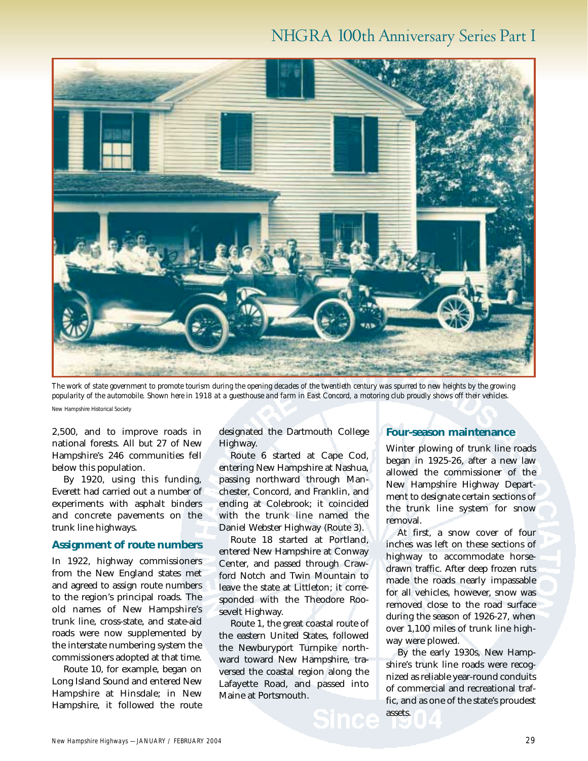The work of state government to promote tourism during the opening decades of the twentieth century was spurred to new heights by the growing popularity of the automobile. Shown here in 1918 at a guesthouse and farm in East Concord, a motoring club proudly shows off their vehicles.

New Hampshire Historical Society

2,500, and to improve roads in national forests. All but 27 of New Hampshire's 246 communities fell below this population.

By 1920, using this funding, Everett had carried out a number of experiments with asphalt binders and concrete pavements on the trunk line highways.

### Assignment of route numbers

In 1922, highway commissioners from the New England states met and agreed to assign route numbers to the region's principal roads. The old names of New Hampshire's trunk line, cross-state, and state-aid roads were now supplemented by the interstate numbering system the commissioners adopted at that time.

Route 10, for example, began on Long Island Sound and entered New Hampshire at Hinsdale; in New Hampshire, it followed the route designated the Dartmouth College Highway.

Route 6 started at Cape Cod, entering New Hampshire at Nashua, passing northward through Manchester, Concord, and Franklin, and ending at Colebrook; it coincided with the trunk line named the Daniel Webster Highway (Route 3).

Route 18 started at Portland, entered New Hampshire at Conway Center, and passed through Crawford Notch and Twin Mountain to leave the state at Littleton; it corresponded with the Theodore Roosevelt Highway.

Route 1, the great coastal route of the eastern United States, followed the Newburyport Turnpike northward toward New Hampshire, traversed the coastal region along the Lafayette Road, and passed into Maine at Portsmouth.

### Four-season maintenance

Winter plowing of trunk line roads began in 1925-26, after a new law allowed the commissioner of the New Hampshire Highway Department to designate certain sections of the trunk line system for snow removal.

At first, a snow cover of four inches was left on these sections of highway to accommodate horse-drawn traffic. After deep frozen ruts made the roads nearly impassable for all vehicles, however, snow was removed close to the road surface during the season of 1926-27, when over 1,100 miles of trunk line highway were plowed.

By the early 1930s, New Hampshire's trunk line roads were recognized as reliable year-round conduits of commercial and recreational traffic, and as one of the state's proudest assets.